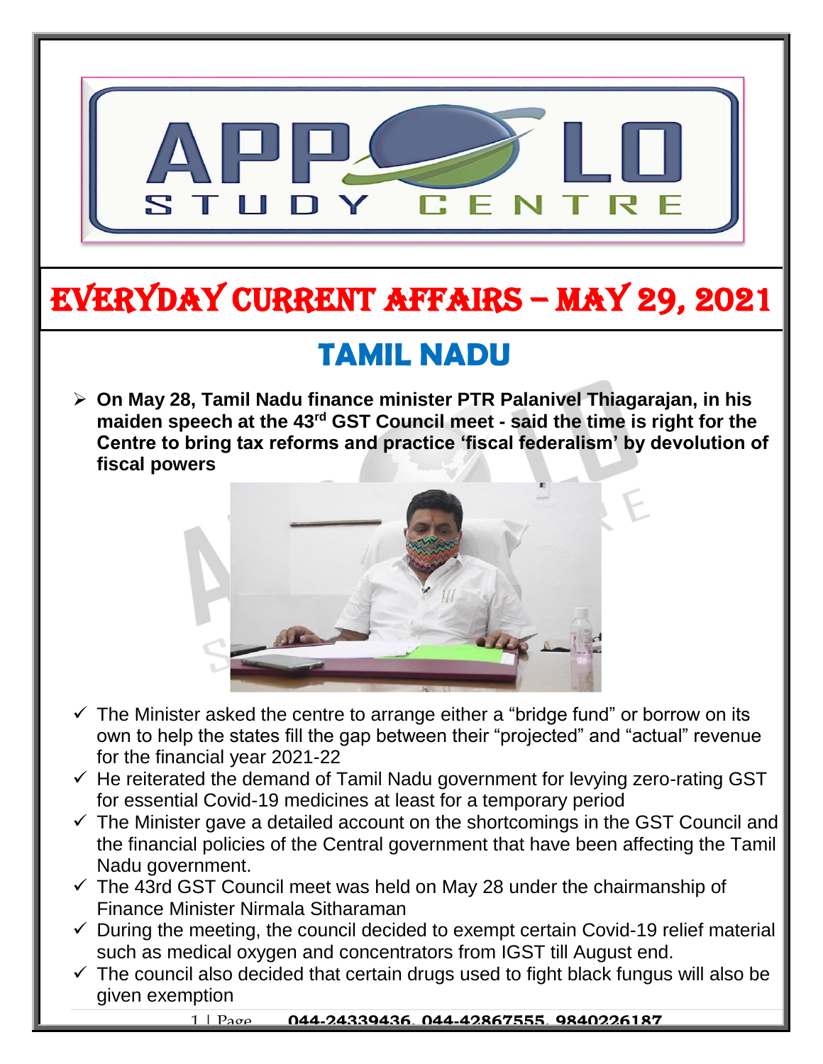# EVERYDAY CURRENT AFFAIRS – MAY 29, 2021

## TAMIL NADU

- **On May 28, Tamil Nadu finance minister PTR Palanivel Thiagarajan, in his maiden speech at the 43rd GST Council meet - said the time is right for the Centre to bring tax reforms and practice 'fiscal federalism' by devolution of fiscal powers**

  - ✓ The Minister asked the centre to arrange either a "bridge fund" or borrow on its own to help the states fill the gap between their "projected" and "actual" revenue for the financial year 2021-22
  - ✓ He reiterated the demand of Tamil Nadu government for levying zero-rating GST for essential Covid-19 medicines at least for a temporary period
  - ✓ The Minister gave a detailed account on the shortcomings in the GST Council and the financial policies of the Central government that have been affecting the Tamil Nadu government.
  - ✓ The 43rd GST Council meet was held on May 28 under the chairmanship of Finance Minister Nirmala Sitharaman
  - ✓ During the meeting, the council decided to exempt certain Covid-19 relief material such as medical oxygen and concentrators from IGST till August end.
  - ✓ The council also decided that certain drugs used to fight black fungus will also be given exemption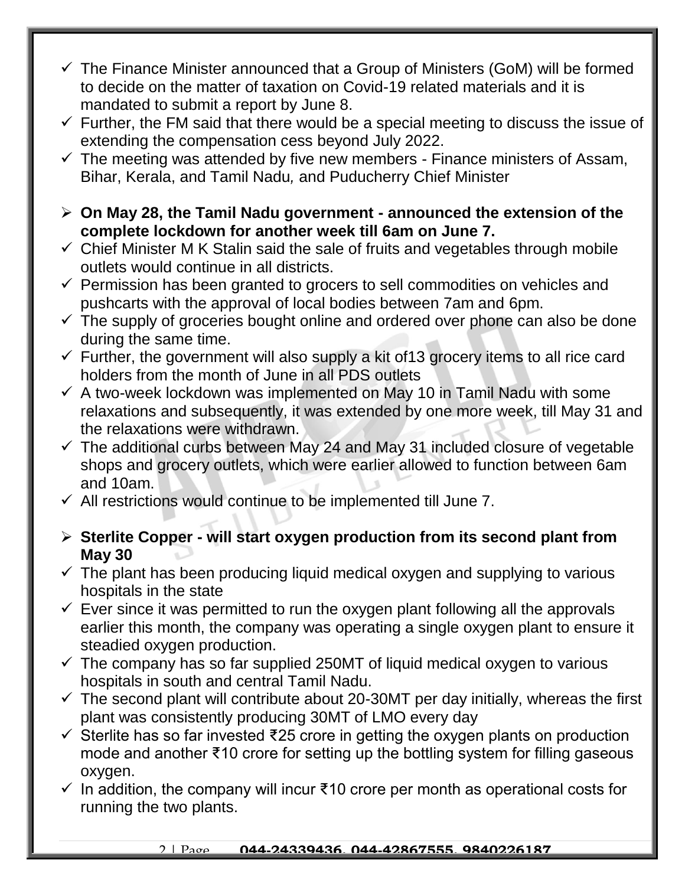- ✓ The Finance Minister announced that a Group of Ministers (GoM) will be formed to decide on the matter of taxation on Covid-19 related materials and it is mandated to submit a report by June 8.
- ✓ Further, the FM said that there would be a special meeting to discuss the issue of extending the compensation cess beyond July 2022.
- ✓ The meeting was attended by five new members - Finance ministers of Assam, Bihar, Kerala, and Tamil Nadu, and Puducherry Chief Minister

➢ **On May 28, the Tamil Nadu government - announced the extension of the complete lockdown for another week till 6am on June 7.**

- ✓ Chief Minister M K Stalin said the sale of fruits and vegetables through mobile outlets would continue in all districts.
- ✓ Permission has been granted to grocers to sell commodities on vehicles and pushcarts with the approval of local bodies between 7am and 6pm.
- ✓ The supply of groceries bought online and ordered over phone can also be done during the same time.
- ✓ Further, the government will also supply a kit of13 grocery items to all rice card holders from the month of June in all PDS outlets
- ✓ A two-week lockdown was implemented on May 10 in Tamil Nadu with some relaxations and subsequently, it was extended by one more week, till May 31 and the relaxations were withdrawn.
- ✓ The additional curbs between May 24 and May 31 included closure of vegetable shops and grocery outlets, which were earlier allowed to function between 6am and 10am.
- ✓ All restrictions would continue to be implemented till June 7.

➢ **Sterlite Copper - will start oxygen production from its second plant from May 30**

- ✓ The plant has been producing liquid medical oxygen and supplying to various hospitals in the state
- ✓ Ever since it was permitted to run the oxygen plant following all the approvals earlier this month, the company was operating a single oxygen plant to ensure it steadied oxygen production.
- ✓ The company has so far supplied 250MT of liquid medical oxygen to various hospitals in south and central Tamil Nadu.
- ✓ The second plant will contribute about 20-30MT per day initially, whereas the first plant was consistently producing 30MT of LMO every day
- ✓ Sterlite has so far invested ₹25 crore in getting the oxygen plants on production mode and another ₹10 crore for setting up the bottling system for filling gaseous oxygen.
- ✓ In addition, the company will incur ₹10 crore per month as operational costs for running the two plants.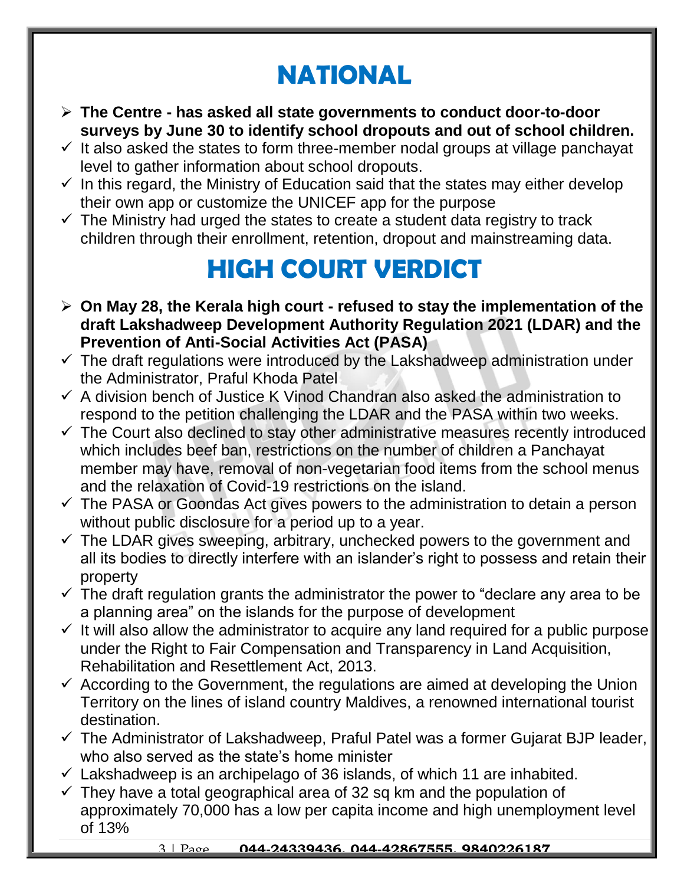# NATIONAL

- **The Centre - has asked all state governments to conduct door-to-door surveys by June 30 to identify school dropouts and out of school children.**
  - It also asked the states to form three-member nodal groups at village panchayat level to gather information about school dropouts.
  - In this regard, the Ministry of Education said that the states may either develop their own app or customize the UNICEF app for the purpose
  - The Ministry had urged the states to create a student data registry to track children through their enrollment, retention, dropout and mainstreaming data.

# HIGH COURT VERDICT

- **On May 28, the Kerala high court - refused to stay the implementation of the draft Lakshadweep Development Authority Regulation 2021 (LDAR) and the Prevention of Anti-Social Activities Act (PASA)**
  - The draft regulations were introduced by the Lakshadweep administration under the Administrator, Praful Khoda Patel
  - A division bench of Justice K Vinod Chandran also asked the administration to respond to the petition challenging the LDAR and the PASA within two weeks.
  - The Court also declined to stay other administrative measures recently introduced which includes beef ban, restrictions on the number of children a Panchayat member may have, removal of non-vegetarian food items from the school menus and the relaxation of Covid-19 restrictions on the island.
  - The PASA or Goondas Act gives powers to the administration to detain a person without public disclosure for a period up to a year.
  - The LDAR gives sweeping, arbitrary, unchecked powers to the government and all its bodies to directly interfere with an islander's right to possess and retain their property
  - The draft regulation grants the administrator the power to "declare any area to be a planning area" on the islands for the purpose of development
  - It will also allow the administrator to acquire any land required for a public purpose under the Right to Fair Compensation and Transparency in Land Acquisition, Rehabilitation and Resettlement Act, 2013.
  - According to the Government, the regulations are aimed at developing the Union Territory on the lines of island country Maldives, a renowned international tourist destination.
  - The Administrator of Lakshadweep, Praful Patel was a former Gujarat BJP leader, who also served as the state's home minister
  - Lakshadweep is an archipelago of 36 islands, of which 11 are inhabited.
  - They have a total geographical area of 32 sq km and the population of approximately 70,000 has a low per capita income and high unemployment level of 13%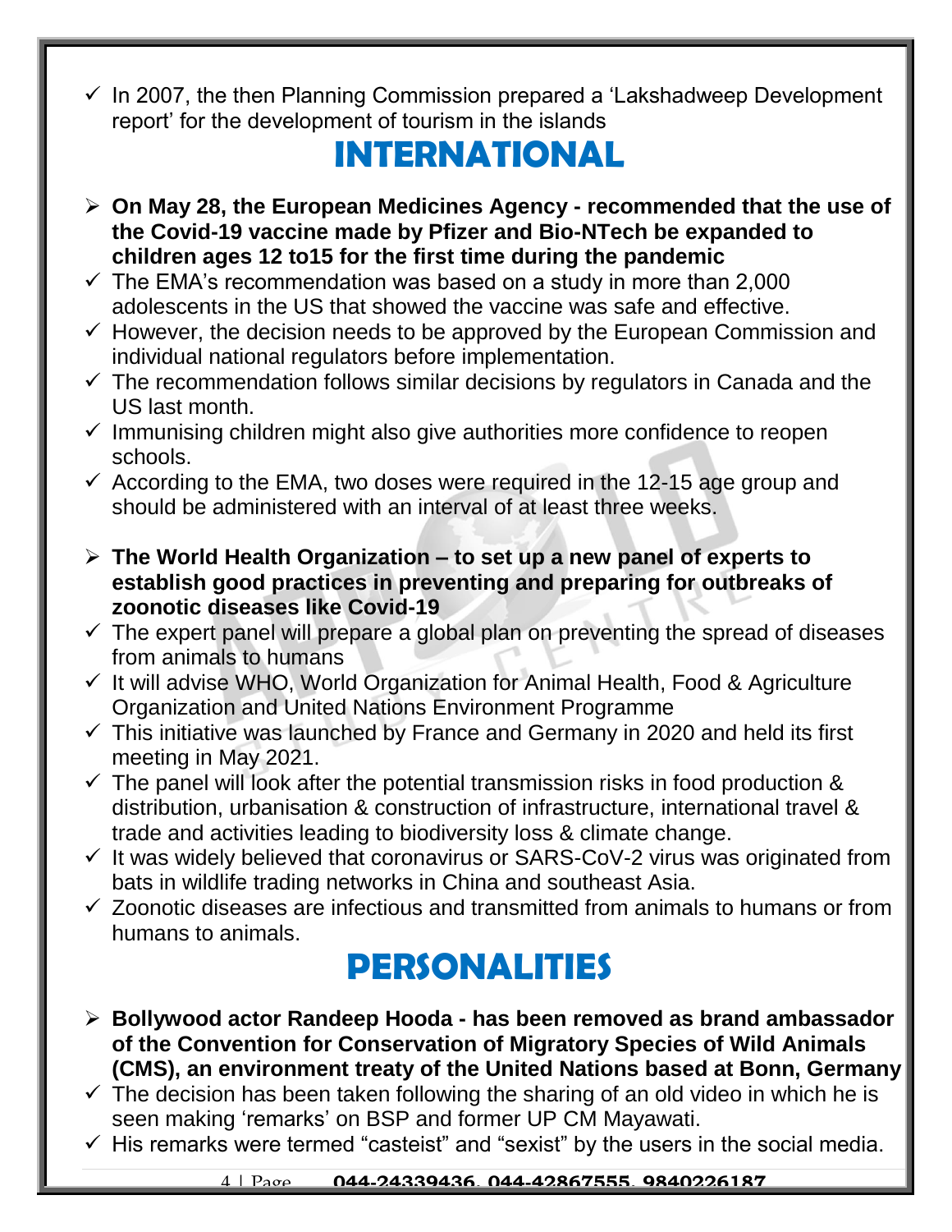- ✓ In 2007, the then Planning Commission prepared a 'Lakshadweep Development report' for the development of tourism in the islands

## INTERNATIONAL

- ➢ **On May 28, the European Medicines Agency - recommended that the use of the Covid-19 vaccine made by Pfizer and Bio-NTech be expanded to children ages 12 to15 for the first time during the pandemic**
- ✓ The EMA's recommendation was based on a study in more than 2,000 adolescents in the US that showed the vaccine was safe and effective.
- ✓ However, the decision needs to be approved by the European Commission and individual national regulators before implementation.
- ✓ The recommendation follows similar decisions by regulators in Canada and the US last month.
- ✓ Immunising children might also give authorities more confidence to reopen schools.
- ✓ According to the EMA, two doses were required in the 12-15 age group and should be administered with an interval of at least three weeks.

- ➢ **The World Health Organization – to set up a new panel of experts to establish good practices in preventing and preparing for outbreaks of zoonotic diseases like Covid-19**
- ✓ The expert panel will prepare a global plan on preventing the spread of diseases from animals to humans
- ✓ It will advise WHO, World Organization for Animal Health, Food & Agriculture Organization and United Nations Environment Programme
- ✓ This initiative was launched by France and Germany in 2020 and held its first meeting in May 2021.
- ✓ The panel will look after the potential transmission risks in food production & distribution, urbanisation & construction of infrastructure, international travel & trade and activities leading to biodiversity loss & climate change.
- ✓ It was widely believed that coronavirus or SARS-CoV-2 virus was originated from bats in wildlife trading networks in China and southeast Asia.
- ✓ Zoonotic diseases are infectious and transmitted from animals to humans or from humans to animals.

## PERSONALITIES

- ➢ **Bollywood actor Randeep Hooda - has been removed as brand ambassador of the Convention for Conservation of Migratory Species of Wild Animals (CMS), an environment treaty of the United Nations based at Bonn, Germany**
- ✓ The decision has been taken following the sharing of an old video in which he is seen making 'remarks' on BSP and former UP CM Mayawati.
- ✓ His remarks were termed "casteist" and "sexist" by the users in the social media.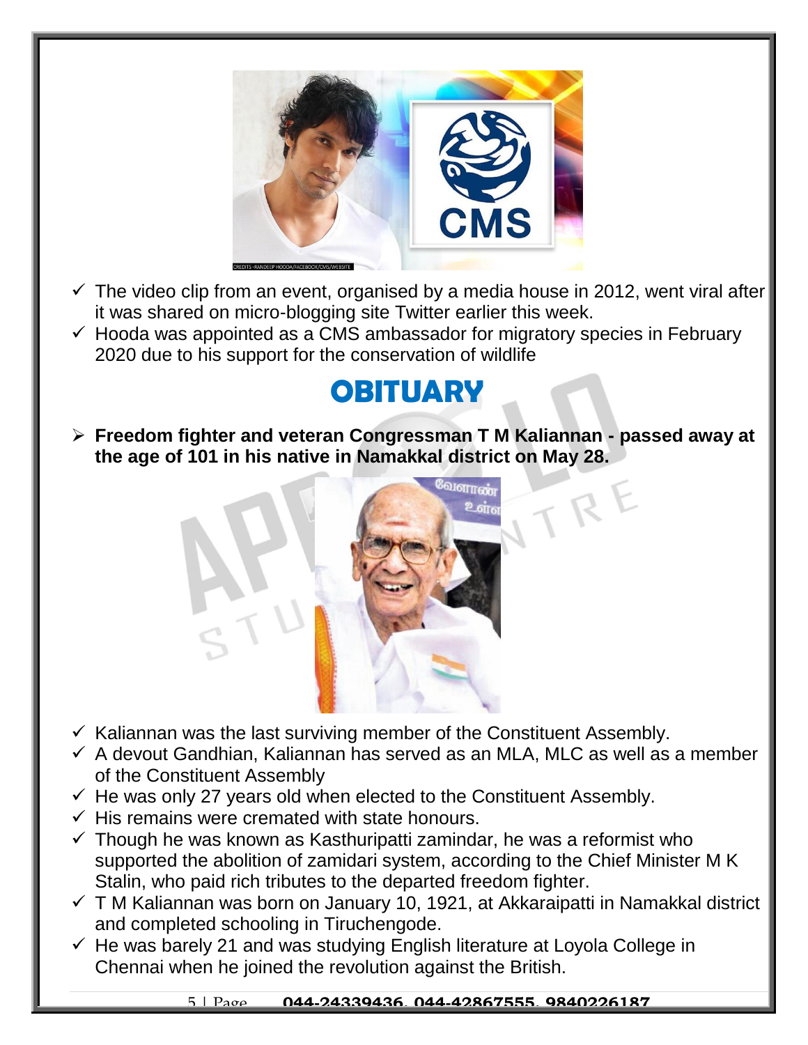- The video clip from an event, organised by a media house in 2012, went viral after it was shared on micro-blogging site Twitter earlier this week.
- Hooda was appointed as a CMS ambassador for migratory species in February 2020 due to his support for the conservation of wildlife

# OBITUARY

- **Freedom fighter and veteran Congressman T M Kaliannan - passed away at the age of 101 in his native in Namakkal district on May 28.**

- Kaliannan was the last surviving member of the Constituent Assembly.
- A devout Gandhian, Kaliannan has served as an MLA, MLC as well as a member of the Constituent Assembly
- He was only 27 years old when elected to the Constituent Assembly.
- His remains were cremated with state honours.
- Though he was known as Kasthuripatti zamindar, he was a reformist who supported the abolition of zamidari system, according to the Chief Minister M K Stalin, who paid rich tributes to the departed freedom fighter.
- T M Kaliannan was born on January 10, 1921, at Akkaraipatti in Namakkal district and completed schooling in Tiruchengode.
- He was barely 21 and was studying English literature at Loyola College in Chennai when he joined the revolution against the British.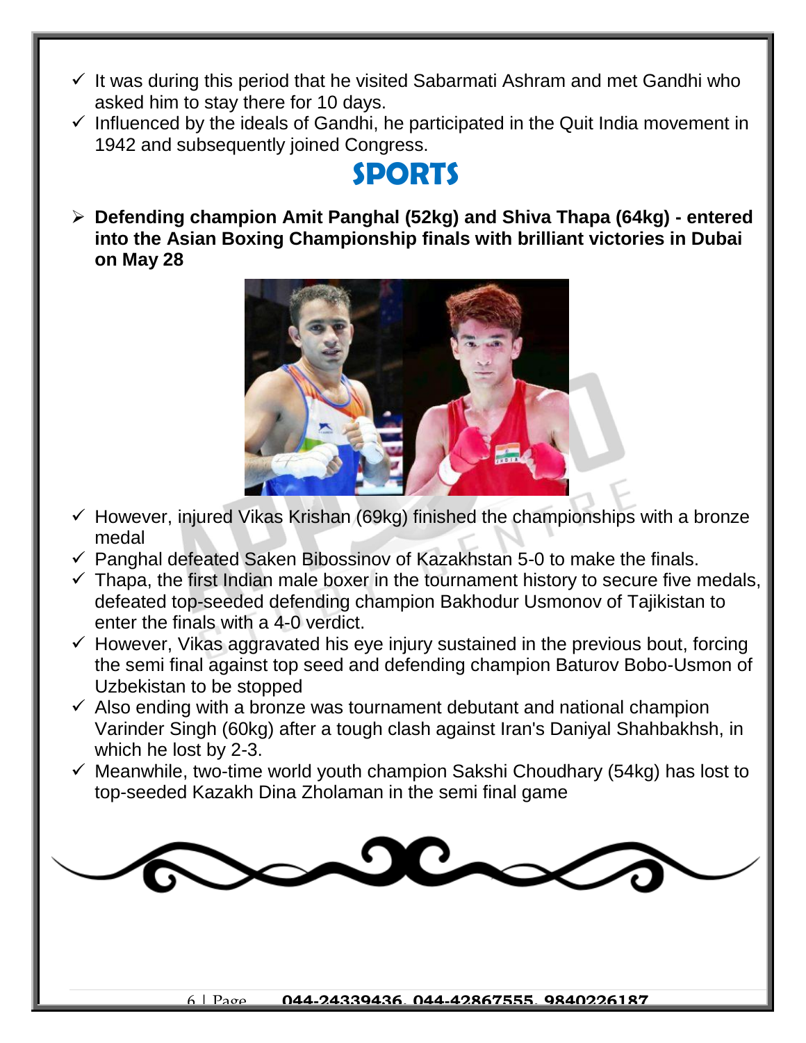- It was during this period that he visited Sabarmati Ashram and met Gandhi who asked him to stay there for 10 days.
- Influenced by the ideals of Gandhi, he participated in the Quit India movement in 1942 and subsequently joined Congress.

# SPORTS

- **Defending champion Amit Panghal (52kg) and Shiva Thapa (64kg) - entered into the Asian Boxing Championship finals with brilliant victories in Dubai on May 28**

- However, injured Vikas Krishan (69kg) finished the championships with a bronze medal
- Panghal defeated Saken Bibossinov of Kazakhstan 5-0 to make the finals.
- Thapa, the first Indian male boxer in the tournament history to secure five medals, defeated top-seeded defending champion Bakhodur Usmonov of Tajikistan to enter the finals with a 4-0 verdict.
- However, Vikas aggravated his eye injury sustained in the previous bout, forcing the semi final against top seed and defending champion Baturov Bobo-Usmon of Uzbekistan to be stopped
- Also ending with a bronze was tournament debutant and national champion Varinder Singh (60kg) after a tough clash against Iran's Daniyal Shahbakhsh, in which he lost by 2-3.
- Meanwhile, two-time world youth champion Sakshi Choudhary (54kg) has lost to top-seeded Kazakh Dina Zholaman in the semi final game